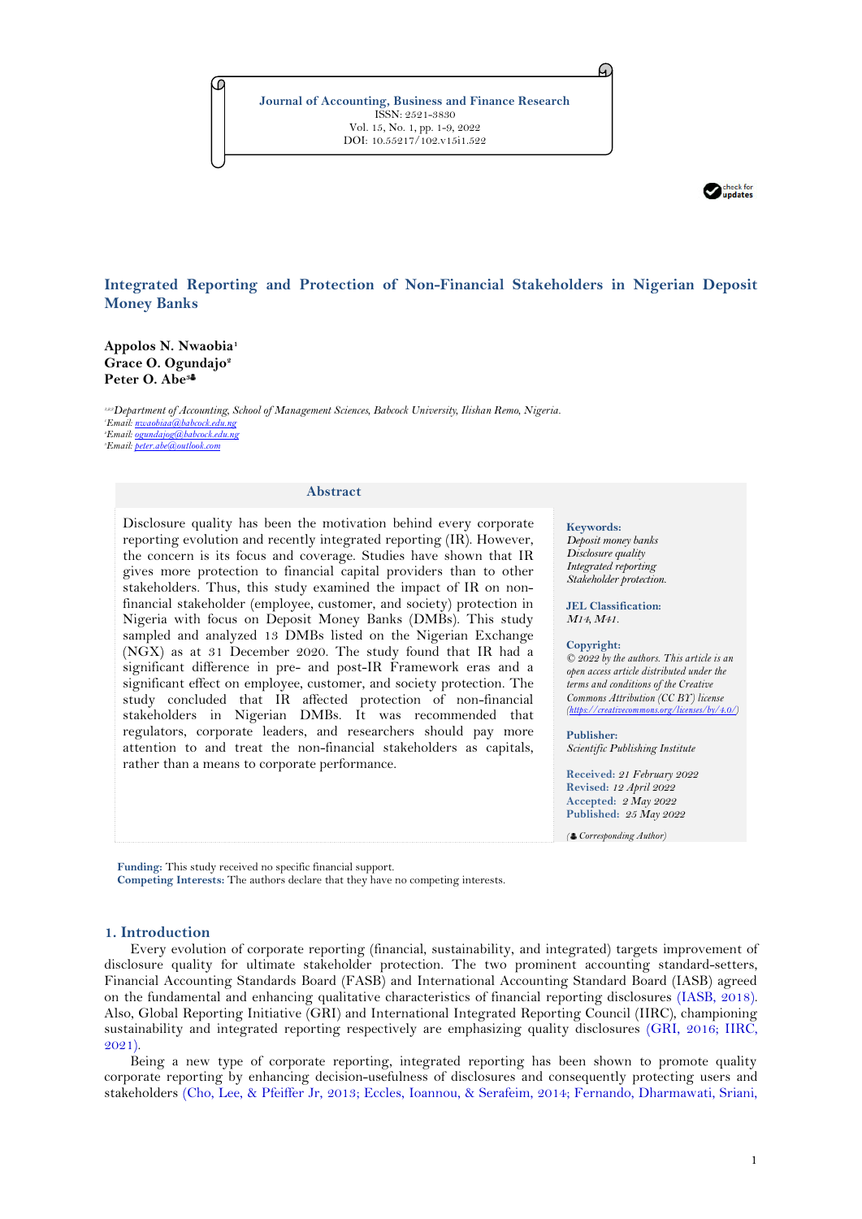Journal of Accounting, Business and Finance Research
ISSN: 2521-3830
Vol. 15, No. 1, pp. 1-9, 2022
DOI: 10.55217/102.v15i1.522

# Integrated Reporting and Protection of Non-Financial Stakeholders in Nigerian Deposit Money Banks

**Appolos N. Nwaobia**[1]
**Grace O. Ogundajo**[2]
**Peter O. Abe**[3]♣

[1,2,3]*Department of Accounting, School of Management Sciences, Babcock University, Ilishan Remo, Nigeria.*
[1]*Email: nwaobiaa@babcock.edu.ng*
[2]*Email: ogundajog@babcock.edu.ng*
[3]*Email: peter.abe@outlook.com*

## Abstract

Disclosure quality has been the motivation behind every corporate reporting evolution and recently integrated reporting (IR). However, the concern is its focus and coverage. Studies have shown that IR gives more protection to financial capital providers than to other stakeholders. Thus, this study examined the impact of IR on non-financial stakeholder (employee, customer, and society) protection in Nigeria with focus on Deposit Money Banks (DMBs). This study sampled and analyzed 13 DMBs listed on the Nigerian Exchange (NGX) as at 31 December 2020. The study found that IR had a significant difference in pre- and post-IR Framework eras and a significant effect on employee, customer, and society protection. The study concluded that IR affected protection of non-financial stakeholders in Nigerian DMBs. It was recommended that regulators, corporate leaders, and researchers should pay more attention to and treat the non-financial stakeholders as capitals, rather than a means to corporate performance.

**Keywords:**
*Deposit money banks*
*Disclosure quality*
*Integrated reporting*
*Stakeholder protection.*

**JEL Classification:**
*M14, M41.*

**Copyright:**
*© 2022 by the authors. This article is an open access article distributed under the terms and conditions of the Creative Commons Attribution (CC BY) license (https://creativecommons.org/licenses/by/4.0/)*

**Publisher:**
*Scientific Publishing Institute*

**Received:** *21 February 2022*
**Revised:** *12 April 2022*
**Accepted:** *2 May 2022*
**Published:** *25 May 2022*

(♣ *Corresponding Author*)

**Funding:** This study received no specific financial support.
**Competing Interests:** The authors declare that they have no competing interests.

## 1. Introduction

Every evolution of corporate reporting (financial, sustainability, and integrated) targets improvement of disclosure quality for ultimate stakeholder protection. The two prominent accounting standard-setters, Financial Accounting Standards Board (FASB) and International Accounting Standard Board (IASB) agreed on the fundamental and enhancing qualitative characteristics of financial reporting disclosures (IASB, 2018). Also, Global Reporting Initiative (GRI) and International Integrated Reporting Council (IIRC), championing sustainability and integrated reporting respectively are emphasizing quality disclosures (GRI, 2016; IIRC, 2021).

Being a new type of corporate reporting, integrated reporting has been shown to promote quality corporate reporting by enhancing decision-usefulness of disclosures and consequently protecting users and stakeholders (Cho, Lee, & Pfeiffer Jr, 2013; Eccles, Ioannou, & Serafeim, 2014; Fernando, Dharmawati, Sriani,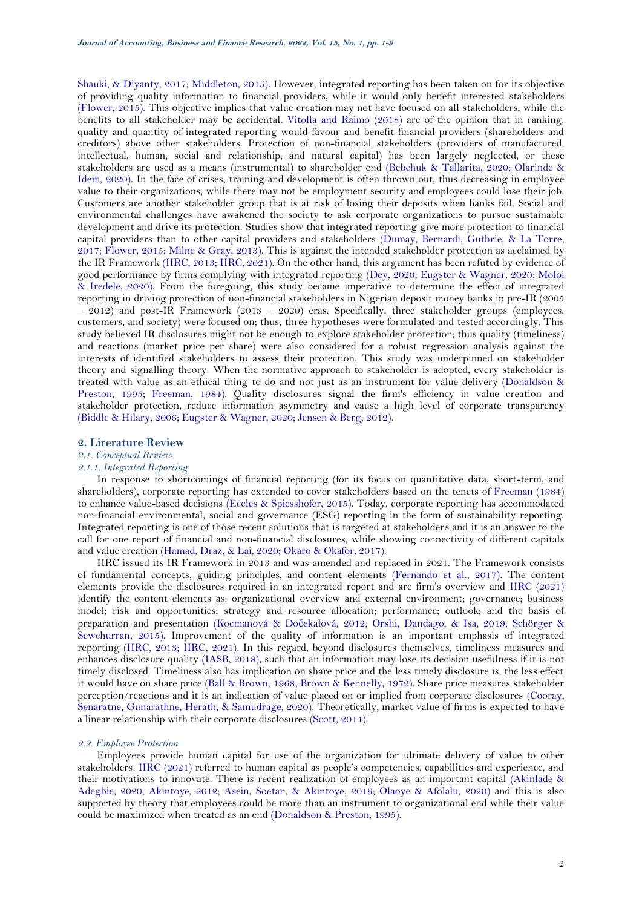Shauki, & Diyanty, 2017; Middleton, 2015). However, integrated reporting has been taken on for its objective of providing quality information to financial providers, while it would only benefit interested stakeholders (Flower, 2015). This objective implies that value creation may not have focused on all stakeholders, while the benefits to all stakeholder may be accidental. Vitolla and Raimo (2018) are of the opinion that in ranking, quality and quantity of integrated reporting would favour and benefit financial providers (shareholders and creditors) above other stakeholders. Protection of non-financial stakeholders (providers of manufactured, intellectual, human, social and relationship, and natural capital) has been largely neglected, or these stakeholders are used as a means (instrumental) to shareholder end (Bebchuk & Tallarita, 2020; Olarinde & Idem, 2020). In the face of crises, training and development is often thrown out, thus decreasing in employee value to their organizations, while there may not be employment security and employees could lose their job. Customers are another stakeholder group that is at risk of losing their deposits when banks fail. Social and environmental challenges have awakened the society to ask corporate organizations to pursue sustainable development and drive its protection. Studies show that integrated reporting give more protection to financial capital providers than to other capital providers and stakeholders (Dumay, Bernardi, Guthrie, & La Torre, 2017; Flower, 2015; Milne & Gray, 2013). This is against the intended stakeholder protection as acclaimed by the IR Framework (IIRC, 2013; IIRC, 2021). On the other hand, this argument has been refuted by evidence of good performance by firms complying with integrated reporting (Dey, 2020; Eugster & Wagner, 2020; Moloi & Iredele, 2020). From the foregoing, this study became imperative to determine the effect of integrated reporting in driving protection of non-financial stakeholders in Nigerian deposit money banks in pre-IR (2005 – 2012) and post-IR Framework (2013 – 2020) eras. Specifically, three stakeholder groups (employees, customers, and society) were focused on; thus, three hypotheses were formulated and tested accordingly. This study believed IR disclosures might not be enough to explore stakeholder protection; thus quality (timeliness) and reactions (market price per share) were also considered for a robust regression analysis against the interests of identified stakeholders to assess their protection. This study was underpinned on stakeholder theory and signalling theory. When the normative approach to stakeholder is adopted, every stakeholder is treated with value as an ethical thing to do and not just as an instrument for value delivery (Donaldson & Preston, 1995; Freeman, 1984). Quality disclosures signal the firm's efficiency in value creation and stakeholder protection, reduce information asymmetry and cause a high level of corporate transparency (Biddle & Hilary, 2006; Eugster & Wagner, 2020; Jensen & Berg, 2012).

## 2. Literature Review

### *2.1. Conceptual Review*

#### *2.1.1. Integrated Reporting*

In response to shortcomings of financial reporting (for its focus on quantitative data, short-term, and shareholders), corporate reporting has extended to cover stakeholders based on the tenets of Freeman (1984) to enhance value-based decisions (Eccles & Spiesshofer, 2015). Today, corporate reporting has accommodated non-financial environmental, social and governance (ESG) reporting in the form of sustainability reporting. Integrated reporting is one of those recent solutions that is targeted at stakeholders and it is an answer to the call for one report of financial and non-financial disclosures, while showing connectivity of different capitals and value creation (Hamad, Draz, & Lai, 2020; Okaro & Okafor, 2017).

IIRC issued its IR Framework in 2013 and was amended and replaced in 2021. The Framework consists of fundamental concepts, guiding principles, and content elements (Fernando et al., 2017). The content elements provide the disclosures required in an integrated report and are firm's overview and IIRC (2021) identify the content elements as: organizational overview and external environment; governance; business model; risk and opportunities; strategy and resource allocation; performance; outlook; and the basis of preparation and presentation (Kocmanová & Dočekalová, 2012; Orshi, Dandago, & Isa, 2019; Schörger & Sewchurran, 2015). Improvement of the quality of information is an important emphasis of integrated reporting (IIRC, 2013; IIRC, 2021). In this regard, beyond disclosures themselves, timeliness measures and enhances disclosure quality (IASB, 2018), such that an information may lose its decision usefulness if it is not timely disclosed. Timeliness also has implication on share price and the less timely disclosure is, the less effect it would have on share price (Ball & Brown, 1968; Brown & Kennelly, 1972). Share price measures stakeholder perception/reactions and it is an indication of value placed on or implied from corporate disclosures (Cooray, Senaratne, Gunarathne, Herath, & Samudrage, 2020). Theoretically, market value of firms is expected to have a linear relationship with their corporate disclosures (Scott, 2014).

### *2.2. Employee Protection*

Employees provide human capital for use of the organization for ultimate delivery of value to other stakeholders. IIRC (2021) referred to human capital as people's competencies, capabilities and experience, and their motivations to innovate. There is recent realization of employees as an important capital (Akinlade & Adegbie, 2020; Akintoye, 2012; Asein, Soetan, & Akintoye, 2019; Olaoye & Afolalu, 2020) and this is also supported by theory that employees could be more than an instrument to organizational end while their value could be maximized when treated as an end (Donaldson & Preston, 1995).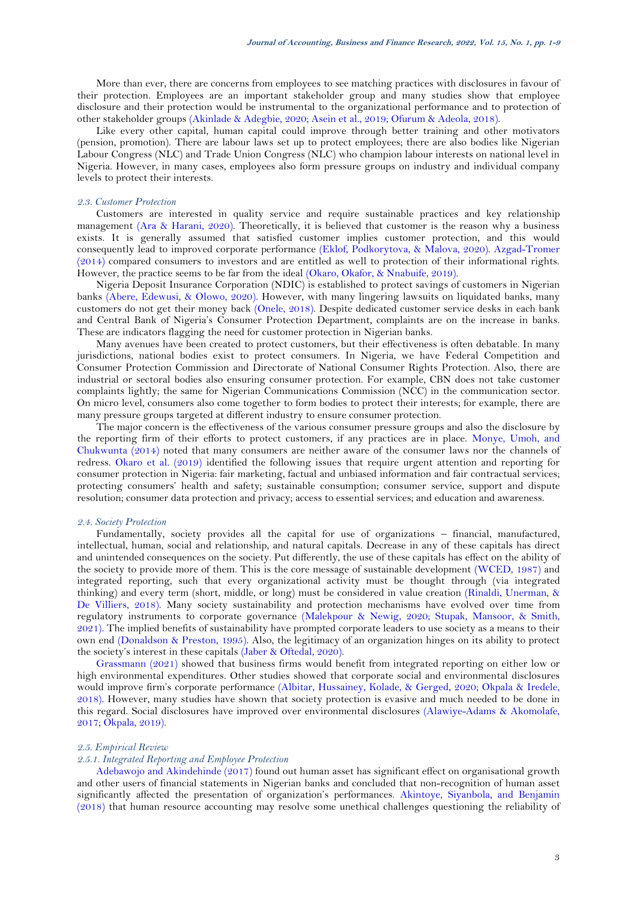More than ever, there are concerns from employees to see matching practices with disclosures in favour of their protection. Employees are an important stakeholder group and many studies show that employee disclosure and their protection would be instrumental to the organizational performance and to protection of other stakeholder groups (Akinlade & Adegbie, 2020; Asein et al., 2019; Ofurum & Adeola, 2018).

Like every other capital, human capital could improve through better training and other motivators (pension, promotion). There are labour laws set up to protect employees; there are also bodies like Nigerian Labour Congress (NLC) and Trade Union Congress (NLC) who champion labour interests on national level in Nigeria. However, in many cases, employees also form pressure groups on industry and individual company levels to protect their interests.

### *2.3. Customer Protection*

Customers are interested in quality service and require sustainable practices and key relationship management (Ara & Harani, 2020). Theoretically, it is believed that customer is the reason why a business exists. It is generally assumed that satisfied customer implies customer protection, and this would consequently lead to improved corporate performance (Eklof, Podkorytova, & Malova, 2020). Azgad-Tromer (2014) compared consumers to investors and are entitled as well to protection of their informational rights. However, the practice seems to be far from the ideal (Okaro, Okafor, & Nnabuife, 2019).

Nigeria Deposit Insurance Corporation (NDIC) is established to protect savings of customers in Nigerian banks (Abere, Edewusi, & Olowo, 2020). However, with many lingering lawsuits on liquidated banks, many customers do not get their money back (Onele, 2018). Despite dedicated customer service desks in each bank and Central Bank of Nigeria's Consumer Protection Department, complaints are on the increase in banks. These are indicators flagging the need for customer protection in Nigerian banks.

Many avenues have been created to protect customers, but their effectiveness is often debatable. In many jurisdictions, national bodies exist to protect consumers. In Nigeria, we have Federal Competition and Consumer Protection Commission and Directorate of National Consumer Rights Protection. Also, there are industrial or sectoral bodies also ensuring consumer protection. For example, CBN does not take customer complaints lightly; the same for Nigerian Communications Commission (NCC) in the communication sector. On micro level, consumers also come together to form bodies to protect their interests; for example, there are many pressure groups targeted at different industry to ensure consumer protection.

The major concern is the effectiveness of the various consumer pressure groups and also the disclosure by the reporting firm of their efforts to protect customers, if any practices are in place. Monye, Umoh, and Chukwunta (2014) noted that many consumers are neither aware of the consumer laws nor the channels of redress. Okaro et al. (2019) identified the following issues that require urgent attention and reporting for consumer protection in Nigeria: fair marketing, factual and unbiased information and fair contractual services; protecting consumers' health and safety; sustainable consumption; consumer service, support and dispute resolution; consumer data protection and privacy; access to essential services; and education and awareness.

### *2.4. Society Protection*

Fundamentally, society provides all the capital for use of organizations – financial, manufactured, intellectual, human, social and relationship, and natural capitals. Decrease in any of these capitals has direct and unintended consequences on the society. Put differently, the use of these capitals has effect on the ability of the society to provide more of them. This is the core message of sustainable development (WCED, 1987) and integrated reporting, such that every organizational activity must be thought through (via integrated thinking) and every term (short, middle, or long) must be considered in value creation (Rinaldi, Unerman, & De Villiers, 2018). Many society sustainability and protection mechanisms have evolved over time from regulatory instruments to corporate governance (Malekpour & Newig, 2020; Stupak, Mansoor, & Smith, 2021). The implied benefits of sustainability have prompted corporate leaders to use society as a means to their own end (Donaldson & Preston, 1995). Also, the legitimacy of an organization hinges on its ability to protect the society's interest in these capitals (Jaber & Oftedal, 2020).

Grassmann (2021) showed that business firms would benefit from integrated reporting on either low or high environmental expenditures. Other studies showed that corporate social and environmental disclosures would improve firm's corporate performance (Albitar, Hussainey, Kolade, & Gerged, 2020; Okpala & Iredele, 2018). However, many studies have shown that society protection is evasive and much needed to be done in this regard. Social disclosures have improved over environmental disclosures (Alawiye-Adams & Akomolafe, 2017; Okpala, 2019).

### *2.5. Empirical Review*

#### *2.5.1. Integrated Reporting and Employee Protection*

Adebawojo and Akindehinde (2017) found out human asset has significant effect on organisational growth and other users of financial statements in Nigerian banks and concluded that non-recognition of human asset significantly affected the presentation of organization's performances. Akintoye, Siyanbola, and Benjamin (2018) that human resource accounting may resolve some unethical challenges questioning the reliability of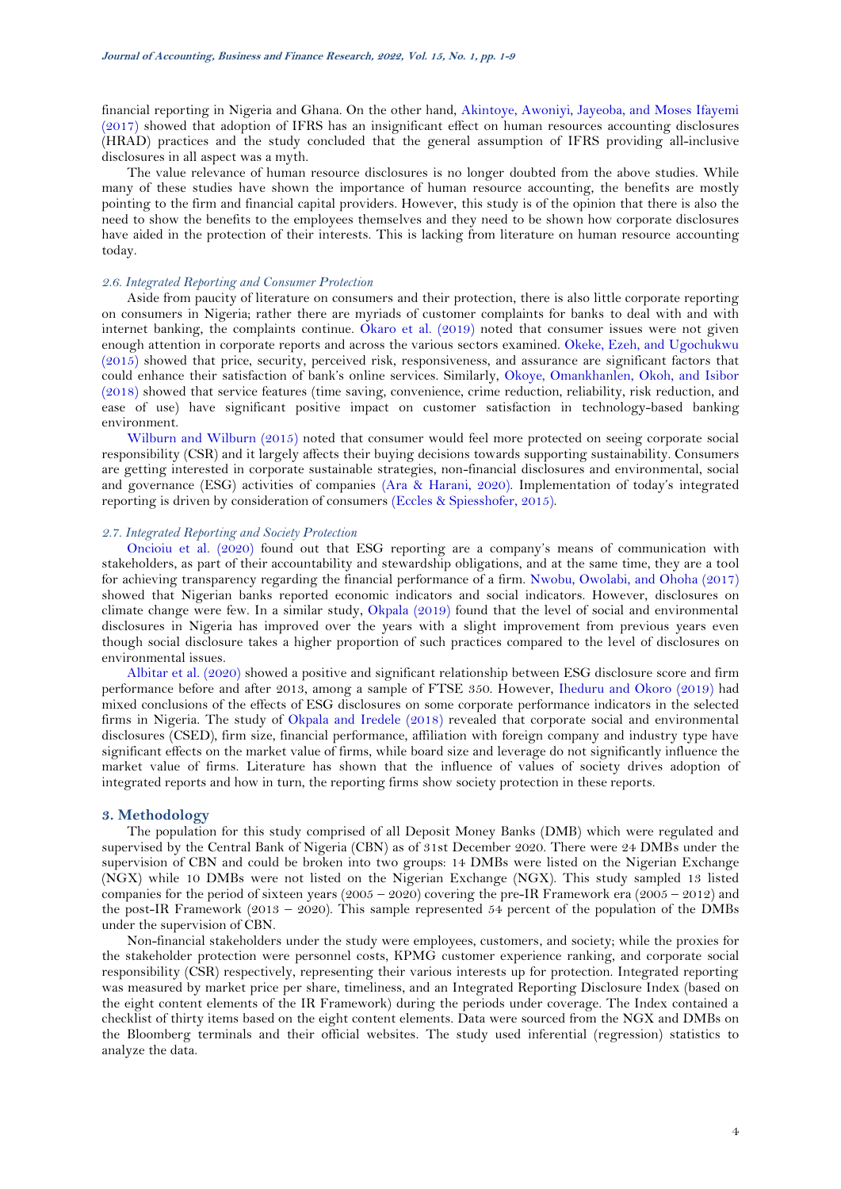financial reporting in Nigeria and Ghana. On the other hand, Akintoye, Awoniyi, Jayeoba, and Moses Ifayemi (2017) showed that adoption of IFRS has an insignificant effect on human resources accounting disclosures (HRAD) practices and the study concluded that the general assumption of IFRS providing all-inclusive disclosures in all aspect was a myth.

The value relevance of human resource disclosures is no longer doubted from the above studies. While many of these studies have shown the importance of human resource accounting, the benefits are mostly pointing to the firm and financial capital providers. However, this study is of the opinion that there is also the need to show the benefits to the employees themselves and they need to be shown how corporate disclosures have aided in the protection of their interests. This is lacking from literature on human resource accounting today.

### *2.6. Integrated Reporting and Consumer Protection*

Aside from paucity of literature on consumers and their protection, there is also little corporate reporting on consumers in Nigeria; rather there are myriads of customer complaints for banks to deal with and with internet banking, the complaints continue. Okaro et al. (2019) noted that consumer issues were not given enough attention in corporate reports and across the various sectors examined. Okeke, Ezeh, and Ugochukwu (2015) showed that price, security, perceived risk, responsiveness, and assurance are significant factors that could enhance their satisfaction of bank's online services. Similarly, Okoye, Omankhanlen, Okoh, and Isibor (2018) showed that service features (time saving, convenience, crime reduction, reliability, risk reduction, and ease of use) have significant positive impact on customer satisfaction in technology-based banking environment.

Wilburn and Wilburn (2015) noted that consumer would feel more protected on seeing corporate social responsibility (CSR) and it largely affects their buying decisions towards supporting sustainability. Consumers are getting interested in corporate sustainable strategies, non-financial disclosures and environmental, social and governance (ESG) activities of companies (Ara & Harani, 2020). Implementation of today's integrated reporting is driven by consideration of consumers (Eccles & Spiesshofer, 2015).

### *2.7. Integrated Reporting and Society Protection*

Oncioiu et al. (2020) found out that ESG reporting are a company's means of communication with stakeholders, as part of their accountability and stewardship obligations, and at the same time, they are a tool for achieving transparency regarding the financial performance of a firm. Nwobu, Owolabi, and Ohoha (2017) showed that Nigerian banks reported economic indicators and social indicators. However, disclosures on climate change were few. In a similar study, Okpala (2019) found that the level of social and environmental disclosures in Nigeria has improved over the years with a slight improvement from previous years even though social disclosure takes a higher proportion of such practices compared to the level of disclosures on environmental issues.

Albitar et al. (2020) showed a positive and significant relationship between ESG disclosure score and firm performance before and after 2013, among a sample of FTSE 350. However, Iheduru and Okoro (2019) had mixed conclusions of the effects of ESG disclosures on some corporate performance indicators in the selected firms in Nigeria. The study of Okpala and Iredele (2018) revealed that corporate social and environmental disclosures (CSED), firm size, financial performance, affiliation with foreign company and industry type have significant effects on the market value of firms, while board size and leverage do not significantly influence the market value of firms. Literature has shown that the influence of values of society drives adoption of integrated reports and how in turn, the reporting firms show society protection in these reports.

## 3. Methodology

The population for this study comprised of all Deposit Money Banks (DMB) which were regulated and supervised by the Central Bank of Nigeria (CBN) as of 31st December 2020. There were 24 DMBs under the supervision of CBN and could be broken into two groups: 14 DMBs were listed on the Nigerian Exchange (NGX) while 10 DMBs were not listed on the Nigerian Exchange (NGX). This study sampled 13 listed companies for the period of sixteen years (2005 – 2020) covering the pre-IR Framework era (2005 – 2012) and the post-IR Framework (2013 – 2020). This sample represented 54 percent of the population of the DMBs under the supervision of CBN.

Non-financial stakeholders under the study were employees, customers, and society; while the proxies for the stakeholder protection were personnel costs, KPMG customer experience ranking, and corporate social responsibility (CSR) respectively, representing their various interests up for protection. Integrated reporting was measured by market price per share, timeliness, and an Integrated Reporting Disclosure Index (based on the eight content elements of the IR Framework) during the periods under coverage. The Index contained a checklist of thirty items based on the eight content elements. Data were sourced from the NGX and DMBs on the Bloomberg terminals and their official websites. The study used inferential (regression) statistics to analyze the data.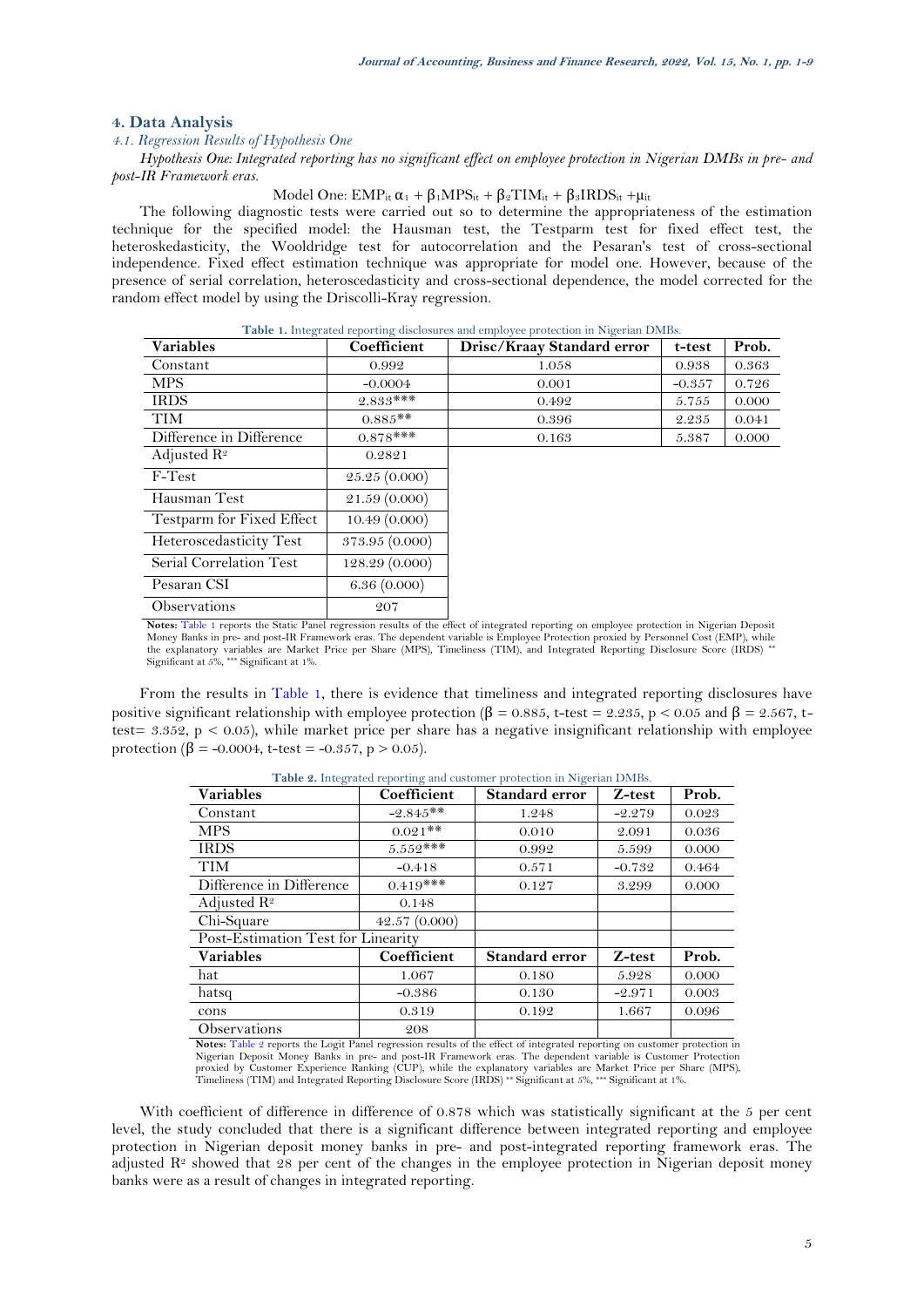## 4. Data Analysis

### *4.1. Regression Results of Hypothesis One*

*Hypothesis One: Integrated reporting has no significant effect on employee protection in Nigerian DMBs in pre- and post-IR Framework eras.*

Model One: $EMP_{it}\ \alpha_1 + \beta_1 MPS_{it} + \beta_2 TIM_{it} + \beta_3 IRDS_{it} + \mu_{it}$

The following diagnostic tests were carried out so to determine the appropriateness of the estimation technique for the specified model: the Hausman test, the Testparm test for fixed effect test, the heteroskedasticity, the Wooldridge test for autocorrelation and the Pesaran's test of cross-sectional independence. Fixed effect estimation technique was appropriate for model one. However, because of the presence of serial correlation, heteroscedasticity and cross-sectional dependence, the model corrected for the random effect model by using the Driscolli-Kray regression.

**Table 1.** Integrated reporting disclosures and employee protection in Nigerian DMBs.

| Variables | Coefficient | Drisc/Kraay Standard error | t-test | Prob. |
|---|---|---|---|---|
| Constant | 0.992 | 1.058 | 0.938 | 0.363 |
| MPS | -0.0004 | 0.001 | -0.357 | 0.726 |
| IRDS | 2.833*** | 0.492 | 5.755 | 0.000 |
| TIM | 0.885** | 0.396 | 2.235 | 0.041 |
| Difference in Difference | 0.878*** | 0.163 | 5.387 | 0.000 |
| Adjusted $R^2$ | 0.2821 | | | |
| F-Test | 25.25 (0.000) | | | |
| Hausman Test | 21.59 (0.000) | | | |
| Testparm for Fixed Effect | 10.49 (0.000) | | | |
| Heteroscedasticity Test | 373.95 (0.000) | | | |
| Serial Correlation Test | 128.29 (0.000) | | | |
| Pesaran CSI | 6.36 (0.000) | | | |
| Observations | 207 | | | |

**Notes:** Table 1 reports the Static Panel regression results of the effect of integrated reporting on employee protection in Nigerian Deposit Money Banks in pre- and post-IR Framework eras. The dependent variable is Employee Protection proxied by Personnel Cost (EMP), while the explanatory variables are Market Price per Share (MPS), Timeliness (TIM), and Integrated Reporting Disclosure Score (IRDS) ** Significant at 5%, *** Significant at 1%.

From the results in Table 1, there is evidence that timeliness and integrated reporting disclosures have positive significant relationship with employee protection ($\beta = 0.885$, t-test = 2.235, $p < 0.05$ and $\beta = 2.567$, t-test= 3.352, $p < 0.05$), while market price per share has a negative insignificant relationship with employee protection ($\beta = -0.0004$, t-test = -0.357, $p > 0.05$).

**Table 2.** Integrated reporting and customer protection in Nigerian DMBs.

| Variables | Coefficient | Standard error | Z-test | Prob. |
|---|---|---|---|---|
| Constant | -2.845** | 1.248 | -2.279 | 0.023 |
| MPS | 0.021** | 0.010 | 2.091 | 0.036 |
| IRDS | 5.552*** | 0.992 | 5.599 | 0.000 |
| TIM | -0.418 | 0.571 | -0.732 | 0.464 |
| Difference in Difference | 0.419*** | 0.127 | 3.299 | 0.000 |
| Adjusted $R^2$ | 0.148 | | | |
| Chi-Square | 42.57 (0.000) | | | |
| Post-Estimation Test for Linearity | | | | |
| **Variables** | **Coefficient** | **Standard error** | **Z-test** | **Prob.** |
| hat | 1.067 | 0.180 | 5.928 | 0.000 |
| hatsq | -0.386 | 0.130 | -2.971 | 0.003 |
| cons | 0.319 | 0.192 | 1.667 | 0.096 |
| Observations | 208 | | | |

**Notes:** Table 2 reports the Logit Panel regression results of the effect of integrated reporting on customer protection in Nigerian Deposit Money Banks in pre- and post-IR Framework eras. The dependent variable is Customer Protection proxied by Customer Experience Ranking (CUP), while the explanatory variables are Market Price per Share (MPS), Timeliness (TIM) and Integrated Reporting Disclosure Score (IRDS) ** Significant at 5%, *** Significant at 1%.

With coefficient of difference in difference of 0.878 which was statistically significant at the 5 per cent level, the study concluded that there is a significant difference between integrated reporting and employee protection in Nigerian deposit money banks in pre- and post-integrated reporting framework eras. The adjusted $R^2$ showed that 28 per cent of the changes in the employee protection in Nigerian deposit money banks were as a result of changes in integrated reporting.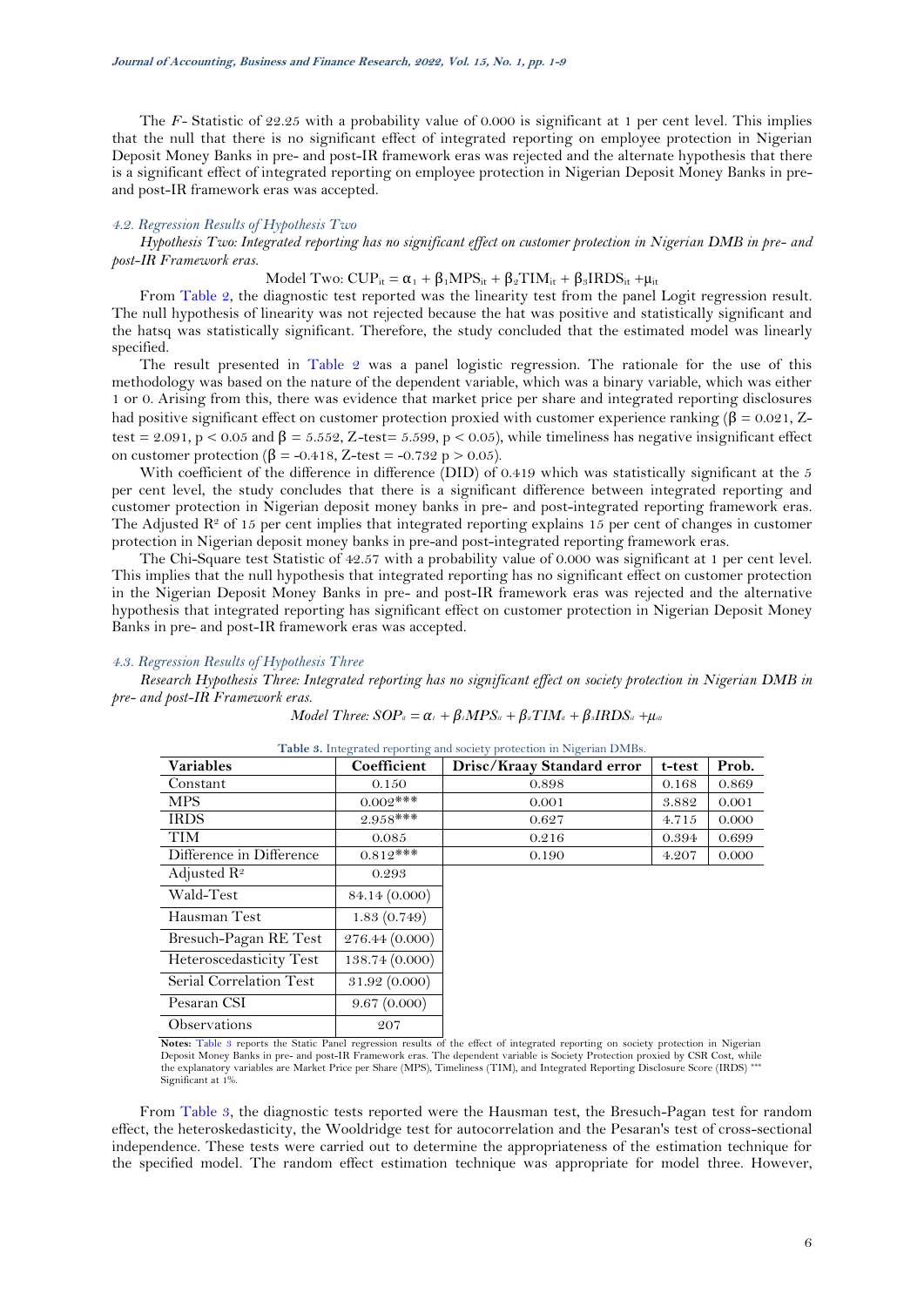The *F*- Statistic of 22.25 with a probability value of 0.000 is significant at 1 per cent level. This implies that the null that there is no significant effect of integrated reporting on employee protection in Nigerian Deposit Money Banks in pre- and post-IR framework eras was rejected and the alternate hypothesis that there is a significant effect of integrated reporting on employee protection in Nigerian Deposit Money Banks in pre- and post-IR framework eras was accepted.

### *4.2. Regression Results of Hypothesis Two*

*Hypothesis Two: Integrated reporting has no significant effect on customer protection in Nigerian DMB in pre- and post-IR Framework eras.*

$$\text{Model Two: } CUP_{it} = \alpha_1 + \beta_1 MPS_{it} + \beta_2 TIM_{it} + \beta_3 IRDS_{it} + \mu_{it}$$

From Table 2, the diagnostic test reported was the linearity test from the panel Logit regression result. The null hypothesis of linearity was not rejected because the hat was positive and statistically significant and the hatsq was statistically significant. Therefore, the study concluded that the estimated model was linearly specified.

The result presented in Table 2 was a panel logistic regression. The rationale for the use of this methodology was based on the nature of the dependent variable, which was a binary variable, which was either 1 or 0. Arising from this, there was evidence that market price per share and integrated reporting disclosures had positive significant effect on customer protection proxied with customer experience ranking ($\beta = 0.021$, Z-test = 2.091, $p < 0.05$ and $\beta = 5.552$, Z-test= 5.599, $p < 0.05$), while timeliness has negative insignificant effect on customer protection ($\beta = -0.418$, Z-test = -0.732 $p > 0.05$).

With coefficient of the difference in difference (DID) of 0.419 which was statistically significant at the 5 per cent level, the study concludes that there is a significant difference between integrated reporting and customer protection in Nigerian deposit money banks in pre- and post-integrated reporting framework eras. The Adjusted $R^2$ of 15 per cent implies that integrated reporting explains 15 per cent of changes in customer protection in Nigerian deposit money banks in pre-and post-integrated reporting framework eras.

The Chi-Square test Statistic of 42.57 with a probability value of 0.000 was significant at 1 per cent level. This implies that the null hypothesis that integrated reporting has no significant effect on customer protection in the Nigerian Deposit Money Banks in pre- and post-IR framework eras was rejected and the alternative hypothesis that integrated reporting has significant effect on customer protection in Nigerian Deposit Money Banks in pre- and post-IR framework eras was accepted.

### *4.3. Regression Results of Hypothesis Three*

*Research Hypothesis Three: Integrated reporting has no significant effect on society protection in Nigerian DMB in pre- and post-IR Framework eras.*

$$\textit{Model Three: } SOP_{it} = \alpha_i + \beta_1 MPS_{it} + \beta_2 TIM_{it} + \beta_3 IRDS_{it} + \mu_{it}$$

**Table 3.** Integrated reporting and society protection in Nigerian DMBs.

| Variables | Coefficient | Drisc/Kraay Standard error | t-test | Prob. |
|---|---|---|---|---|
| Constant | 0.150 | 0.898 | 0.168 | 0.869 |
| MPS | 0.002*** | 0.001 | 3.882 | 0.001 |
| IRDS | 2.958*** | 0.627 | 4.715 | 0.000 |
| TIM | 0.085 | 0.216 | 0.394 | 0.699 |
| Difference in Difference | 0.812*** | 0.190 | 4.207 | 0.000 |
| Adjusted $R^2$ | 0.293 | | | |
| Wald-Test | 84.14 (0.000) | | | |
| Hausman Test | 1.83 (0.749) | | | |
| Bresuch-Pagan RE Test | 276.44 (0.000) | | | |
| Heteroscedasticity Test | 138.74 (0.000) | | | |
| Serial Correlation Test | 31.92 (0.000) | | | |
| Pesaran CSI | 9.67 (0.000) | | | |
| Observations | 207 | | | |

**Notes:** Table 3 reports the Static Panel regression results of the effect of integrated reporting on society protection in Nigerian Deposit Money Banks in pre- and post-IR Framework eras. The dependent variable is Society Protection proxied by CSR Cost, while the explanatory variables are Market Price per Share (MPS), Timeliness (TIM), and Integrated Reporting Disclosure Score (IRDS) *** Significant at 1%.

From Table 3, the diagnostic tests reported were the Hausman test, the Bresuch-Pagan test for random effect, the heteroskedasticity, the Wooldridge test for autocorrelation and the Pesaran's test of cross-sectional independence. These tests were carried out to determine the appropriateness of the estimation technique for the specified model. The random effect estimation technique was appropriate for model three. However,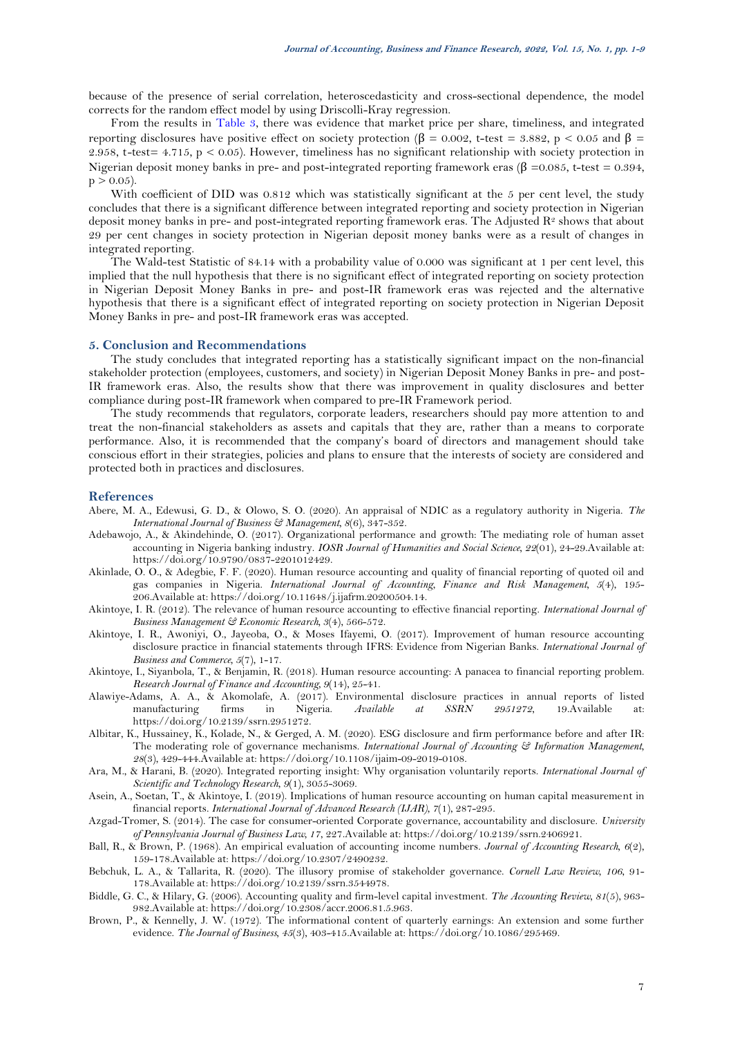because of the presence of serial correlation, heteroscedasticity and cross-sectional dependence, the model corrects for the random effect model by using Driscolli-Kray regression.

From the results in Table 3, there was evidence that market price per share, timeliness, and integrated reporting disclosures have positive effect on society protection ($\beta$ = 0.002, t-test = 3.882, $p < 0.05$ and $\beta$ = 2.958, t-test= 4.715, $p < 0.05$). However, timeliness has no significant relationship with society protection in Nigerian deposit money banks in pre- and post-integrated reporting framework eras ($\beta$ =0.085, t-test = 0.394, $p > 0.05$).

With coefficient of DID was 0.812 which was statistically significant at the 5 per cent level, the study concludes that there is a significant difference between integrated reporting and society protection in Nigerian deposit money banks in pre- and post-integrated reporting framework eras. The Adjusted $R^2$ shows that about 29 per cent changes in society protection in Nigerian deposit money banks were as a result of changes in integrated reporting.

The Wald-test Statistic of 84.14 with a probability value of 0.000 was significant at 1 per cent level, this implied that the null hypothesis that there is no significant effect of integrated reporting on society protection in Nigerian Deposit Money Banks in pre- and post-IR framework eras was rejected and the alternative hypothesis that there is a significant effect of integrated reporting on society protection in Nigerian Deposit Money Banks in pre- and post-IR framework eras was accepted.

## 5. Conclusion and Recommendations

The study concludes that integrated reporting has a statistically significant impact on the non-financial stakeholder protection (employees, customers, and society) in Nigerian Deposit Money Banks in pre- and post-IR framework eras. Also, the results show that there was improvement in quality disclosures and better compliance during post-IR framework when compared to pre-IR Framework period.

The study recommends that regulators, corporate leaders, researchers should pay more attention to and treat the non-financial stakeholders as assets and capitals that they are, rather than a means to corporate performance. Also, it is recommended that the company's board of directors and management should take conscious effort in their strategies, policies and plans to ensure that the interests of society are considered and protected both in practices and disclosures.

## References

Abere, M. A., Edewusi, G. D., & Olowo, S. O. (2020). An appraisal of NDIC as a regulatory authority in Nigeria. *The International Journal of Business & Management*, *8*(6), 347-352.

Adebawojo, A., & Akindehinde, O. (2017). Organizational performance and growth: The mediating role of human asset accounting in Nigeria banking industry. *IOSR Journal of Humanities and Social Science*, *22*(01), 24-29.Available at: https://doi.org/10.9790/0837-2201012429.

Akinlade, O. O., & Adegbie, F. F. (2020). Human resource accounting and quality of financial reporting of quoted oil and gas companies in Nigeria. *International Journal of Accounting, Finance and Risk Management*, *5*(4), 195-206.Available at: https://doi.org/10.11648/j.ijafrm.20200504.14.

Akintoye, I. R. (2012). The relevance of human resource accounting to effective financial reporting. *International Journal of Business Management & Economic Research*, *3*(4), 566-572.

Akintoye, I. R., Awoniyi, O., Jayeoba, O., & Moses Ifayemi, O. (2017). Improvement of human resource accounting disclosure practice in financial statements through IFRS: Evidence from Nigerian Banks. *International Journal of Business and Commerce*, *5*(7), 1-17.

Akintoye, I., Siyanbola, T., & Benjamin, R. (2018). Human resource accounting: A panacea to financial reporting problem. *Research Journal of Finance and Accounting*, *9*(14), 25-41.

Alawiye-Adams, A. A., & Akomolafe, A. (2017). Environmental disclosure practices in annual reports of listed manufacturing firms in Nigeria. *Available at SSRN 2951272*, 19.Available at: https://doi.org/10.2139/ssrn.2951272.

Albitar, K., Hussainey, K., Kolade, N., & Gerged, A. M. (2020). ESG disclosure and firm performance before and after IR: The moderating role of governance mechanisms. *International Journal of Accounting & Information Management*, *28*(3), 429-444.Available at: https://doi.org/10.1108/ijaim-09-2019-0108.

Ara, M., & Harani, B. (2020). Integrated reporting insight: Why organisation voluntarily reports. *International Journal of Scientific and Technology Research*, *9*(1), 3055-3069.

Asein, A., Soetan, T., & Akintoye, I. (2019). Implications of human resource accounting on human capital measurement in financial reports. *International Journal of Advanced Research (IJAR)*, *7*(1), 287-295.

Azgad-Tromer, S. (2014). The case for consumer-oriented Corporate governance, accountability and disclosure. *University of Pennsylvania Journal of Business Law*, *17*, 227.Available at: https://doi.org/10.2139/ssrn.2406921.

Ball, R., & Brown, P. (1968). An empirical evaluation of accounting income numbers. *Journal of Accounting Research*, *6*(2), 159-178.Available at: https://doi.org/10.2307/2490232.

Bebchuk, L. A., & Tallarita, R. (2020). The illusory promise of stakeholder governance. *Cornell Law Review*, *106*, 91-178.Available at: https://doi.org/10.2139/ssrn.3544978.

Biddle, G. C., & Hilary, G. (2006). Accounting quality and firm-level capital investment. *The Accounting Review*, *81*(5), 963-982.Available at: https://doi.org/10.2308/accr.2006.81.5.963.

Brown, P., & Kennelly, J. W. (1972). The informational content of quarterly earnings: An extension and some further evidence. *The Journal of Business*, *45*(3), 403-415.Available at: https://doi.org/10.1086/295469.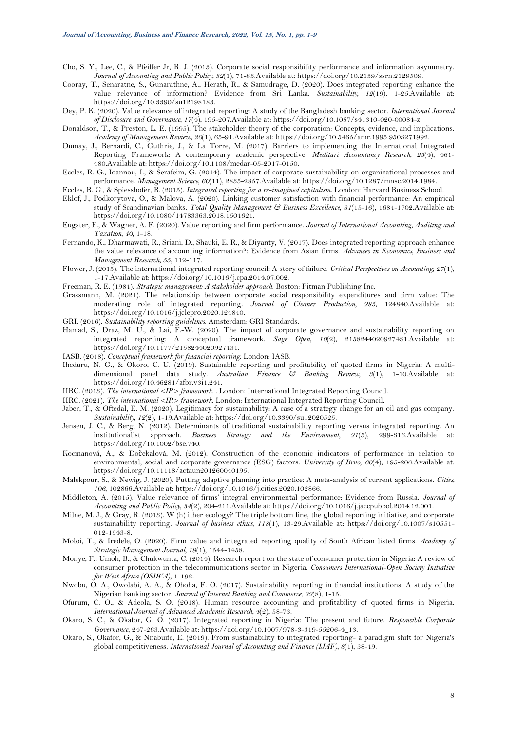Cho, S. Y., Lee, C., & Pfeiffer Jr, R. J. (2013). Corporate social responsibility performance and information asymmetry. *Journal of Accounting and Public Policy, 32*(1), 71-83.Available at: https://doi.org/10.2139/ssrn.2129509.

Cooray, T., Senaratne, S., Gunarathne, A., Herath, R., & Samudrage, D. (2020). Does integrated reporting enhance the value relevance of information? Evidence from Sri Lanka. *Sustainability, 12*(19), 1-25.Available at: https://doi.org/10.3390/su12198183.

Dey, P. K. (2020). Value relevance of integrated reporting: A study of the Bangladesh banking sector. *International Journal of Disclosure and Governance, 17*(4), 195-207.Available at: https://doi.org/10.1057/s41310-020-00084-z.

Donaldson, T., & Preston, L. E. (1995). The stakeholder theory of the corporation: Concepts, evidence, and implications. *Academy of Management Review, 20*(1), 65-91.Available at: https://doi.org/10.5465/amr.1995.9503271992.

Dumay, J., Bernardi, C., Guthrie, J., & La Torre, M. (2017). Barriers to implementing the International Integrated Reporting Framework: A contemporary academic perspective. *Meditari Accountancy Research, 25*(4), 461-480.Available at: https://doi.org/10.1108/medar-05-2017-0150.

Eccles, R. G., Ioannou, I., & Serafeim, G. (2014). The impact of corporate sustainability on organizational processes and performance. *Management Science, 60*(11), 2835-2857.Available at: https://doi.org/10.1287/mnsc.2014.1984.

Eccles, R. G., & Spiesshofer, B. (2015). *Integrated reporting for a re-imagined capitalism*. London: Harvard Business School.

Eklof, J., Podkorytova, O., & Malova, A. (2020). Linking customer satisfaction with financial performance: An empirical study of Scandinavian banks. *Total Quality Management & Business Excellence, 31*(15-16), 1684-1702.Available at: https://doi.org/10.1080/14783363.2018.1504621.

Eugster, F., & Wagner, A. F. (2020). Value reporting and firm performance. *Journal of International Accounting, Auditing and Taxation, 40*, 1-18.

Fernando, K., Dharmawati, R., Sriani, D., Shauki, E. R., & Diyanty, V. (2017). Does integrated reporting approach enhance the value relevance of accounting information?: Evidence from Asian firms. *Advances in Economics, Business and Management Research, 55*, 112-117.

Flower, J. (2015). The international integrated reporting council: A story of failure. *Critical Perspectives on Accounting, 27*(1), 1-17.Available at: https://doi.org/10.1016/j.cpa.2014.07.002.

Freeman, R. E. (1984). *Strategic management: A stakeholder approach*. Boston: Pitman Publishing Inc.

Grassmann, M. (2021). The relationship between corporate social responsibility expenditures and firm value: The moderating role of integrated reporting. *Journal of Cleaner Production, 285*, 124840.Available at: https://doi.org/10.1016/j.jclepro.2020.124840.

GRI. (2016). *Sustainability reporting guidelines*. Amsterdam: GRI Standards.

Hamad, S., Draz, M. U., & Lai, F.-W. (2020). The impact of corporate governance and sustainability reporting on integrated reporting: A conceptual framework. *Sage Open, 10*(2), 2158244020927431.Available at: https://doi.org/10.1177/2158244020927431.

IASB. (2018). *Conceptual framework for financial reporting*. London: IASB.

Iheduru, N. G., & Okoro, C. U. (2019). Sustainable reporting and profitability of quoted firms in Nigeria: A multi-dimensional panel data study. *Australian Finance & Banking Review, 3*(1), 1-10.Available at: https://doi.org/10.46281/afbr.v3i1.241.

IIRC. (2013). *The international <IR> framework*. . London: International Integrated Reporting Council.

IIRC. (2021). *The international <IR> framework*. London: International Integrated Reporting Council.

Jaber, T., & Oftedal, E. M. (2020). Legitimacy for sustainability: A case of a strategy change for an oil and gas company. *Sustainability, 12*(2), 1-19.Available at: https://doi.org/10.3390/su12020525.

Jensen, J. C., & Berg, N. (2012). Determinants of traditional sustainability reporting versus integrated reporting. An institutionalist approach. *Business Strategy and the Environment, 21*(5), 299-316.Available at: https://doi.org/10.1002/bse.740.

Kocmanová, A., & Dočekalová, M. (2012). Construction of the economic indicators of performance in relation to environmental, social and corporate governance (ESG) factors. *University of Brno, 60*(4), 195-206.Available at: https://doi.org/10.11118/actaun201260040195.

Malekpour, S., & Newig, J. (2020). Putting adaptive planning into practice: A meta-analysis of current applications. *Cities, 106*, 102866.Available at: https://doi.org/10.1016/j.cities.2020.102866.

Middleton, A. (2015). Value relevance of firms' integral environmental performance: Evidence from Russia. *Journal of Accounting and Public Policy, 34*(2), 204-211.Available at: https://doi.org/10.1016/j.jaccpubpol.2014.12.001.

Milne, M. J., & Gray, R. (2013). W (h) ither ecology? The triple bottom line, the global reporting initiative, and corporate sustainability reporting. *Journal of business ethics, 118*(1), 13-29.Available at: https://doi.org/10.1007/s10551-012-1543-8.

Moloi, T., & Iredele, O. (2020). Firm value and integrated reporting quality of South African listed firms. *Academy of Strategic Management Journal, 19*(1), 1544-1458.

Monye, F., Umoh, B., & Chukwunta, C. (2014). Research report on the state of consumer protection in Nigeria: A review of consumer protection in the telecommunications sector in Nigeria. *Consumers International-Open Society Initiative for West Africa (OSIWA)*, 1-192.

Nwobu, O. A., Owolabi, A. A., & Ohoha, F. O. (2017). Sustainability reporting in financial institutions: A study of the Nigerian banking sector. *Journal of Internet Banking and Commerce, 22*(8), 1-15.

Ofurum, C. O., & Adeola, S. O. (2018). Human resource accounting and profitability of quoted firms in Nigeria. *International Journal of Advanced Academic Research, 4*(2), 58-73.

Okaro, S. C., & Okafor, G. O. (2017). Integrated reporting in Nigeria: The present and future. *Responsible Corporate Governance*, 247-263.Available at: https://doi.org/10.1007/978-3-319-55206-4_13.

Okaro, S., Okafor, G., & Nnabuife, E. (2019). From sustainability to integrated reporting- a paradigm shift for Nigeria's global competitiveness. *International Journal of Accounting and Finance (IJAF), 8*(1), 38-49.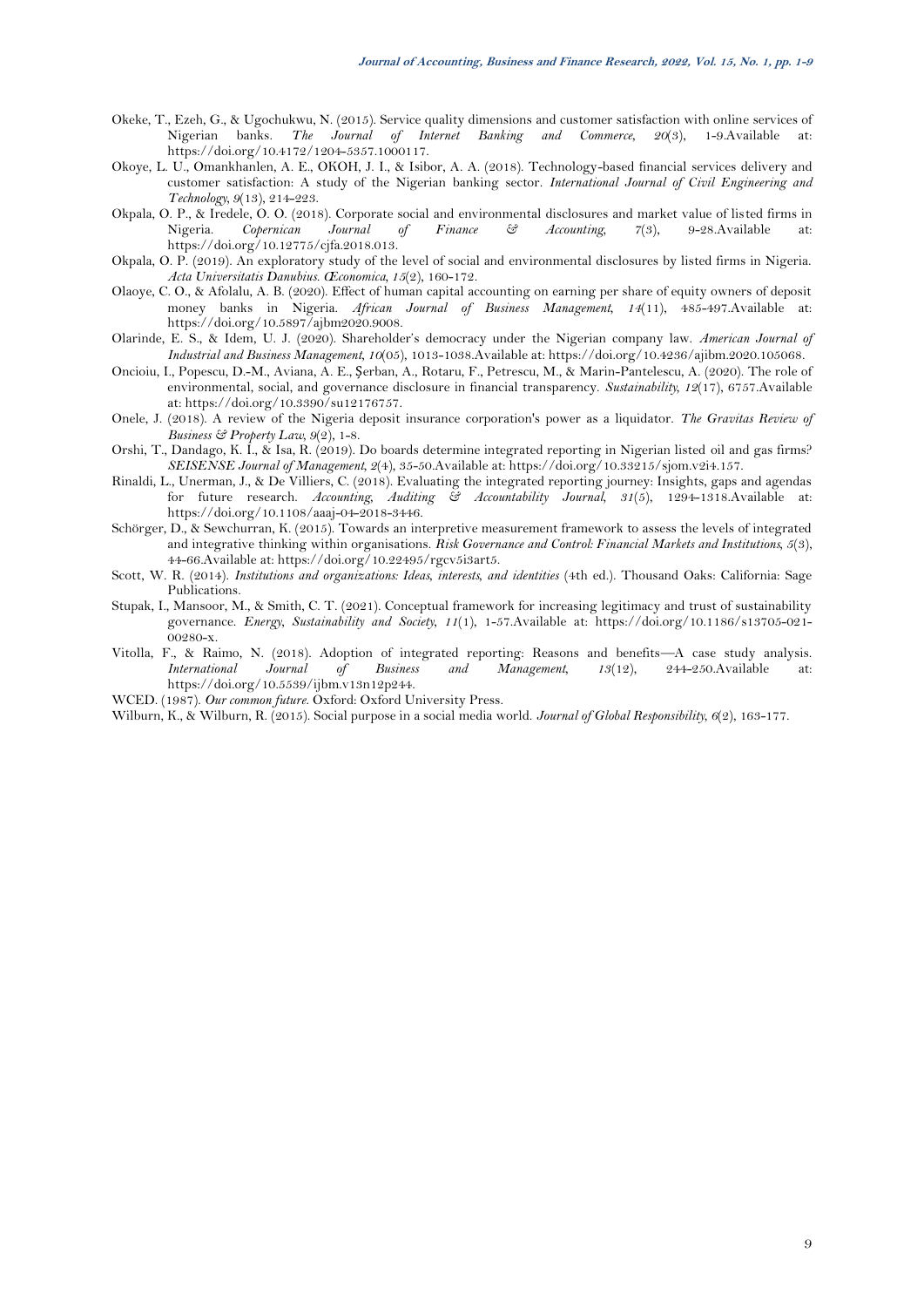Okeke, T., Ezeh, G., & Ugochukwu, N. (2015). Service quality dimensions and customer satisfaction with online services of Nigerian banks. *The Journal of Internet Banking and Commerce, 20*(3), 1-9.Available at: https://doi.org/10.4172/1204-5357.1000117.

Okoye, L. U., Omankhanlen, A. E., OKOH, J. I., & Isibor, A. A. (2018). Technology-based financial services delivery and customer satisfaction: A study of the Nigerian banking sector. *International Journal of Civil Engineering and Technology, 9*(13), 214-223.

Okpala, O. P., & Iredele, O. O. (2018). Corporate social and environmental disclosures and market value of listed firms in Nigeria. *Copernican Journal of Finance & Accounting, 7*(3), 9-28.Available at: https://doi.org/10.12775/cjfa.2018.013.

Okpala, O. P. (2019). An exploratory study of the level of social and environmental disclosures by listed firms in Nigeria. *Acta Universitatis Danubius. Œconomica, 15*(2), 160-172.

Olaoye, C. O., & Afolalu, A. B. (2020). Effect of human capital accounting on earning per share of equity owners of deposit money banks in Nigeria. *African Journal of Business Management, 14*(11), 485-497.Available at: https://doi.org/10.5897/ajbm2020.9008.

Olarinde, E. S., & Idem, U. J. (2020). Shareholder's democracy under the Nigerian company law. *American Journal of Industrial and Business Management, 10*(05), 1013-1038.Available at: https://doi.org/10.4236/ajibm.2020.105068.

Oncioiu, I., Popescu, D.-M., Aviana, A. E., Şerban, A., Rotaru, F., Petrescu, M., & Marin-Pantelescu, A. (2020). The role of environmental, social, and governance disclosure in financial transparency. *Sustainability, 12*(17), 6757.Available at: https://doi.org/10.3390/su12176757.

Onele, J. (2018). A review of the Nigeria deposit insurance corporation's power as a liquidator. *The Gravitas Review of Business & Property Law, 9*(2), 1-8.

Orshi, T., Dandago, K. I., & Isa, R. (2019). Do boards determine integrated reporting in Nigerian listed oil and gas firms? *SEISENSE Journal of Management, 2*(4), 35-50.Available at: https://doi.org/10.33215/sjom.v2i4.157.

Rinaldi, L., Unerman, J., & De Villiers, C. (2018). Evaluating the integrated reporting journey: Insights, gaps and agendas for future research. *Accounting, Auditing & Accountability Journal, 31*(5), 1294-1318.Available at: https://doi.org/10.1108/aaaj-04-2018-3446.

Schörger, D., & Sewchurran, K. (2015). Towards an interpretive measurement framework to assess the levels of integrated and integrative thinking within organisations. *Risk Governance and Control: Financial Markets and Institutions, 5*(3), 44-66.Available at: https://doi.org/10.22495/rgcv5i3art5.

Scott, W. R. (2014). *Institutions and organizations: Ideas, interests, and identities* (4th ed.). Thousand Oaks: California: Sage Publications.

Stupak, I., Mansoor, M., & Smith, C. T. (2021). Conceptual framework for increasing legitimacy and trust of sustainability governance. *Energy, Sustainability and Society, 11*(1), 1-57.Available at: https://doi.org/10.1186/s13705-021-00280-x.

Vitolla, F., & Raimo, N. (2018). Adoption of integrated reporting: Reasons and benefits—A case study analysis. *International Journal of Business and Management, 13*(12), 244-250.Available at: https://doi.org/10.5539/ijbm.v13n12p244.

WCED. (1987). *Our common future*. Oxford: Oxford University Press.

Wilburn, K., & Wilburn, R. (2015). Social purpose in a social media world. *Journal of Global Responsibility, 6*(2), 163-177.